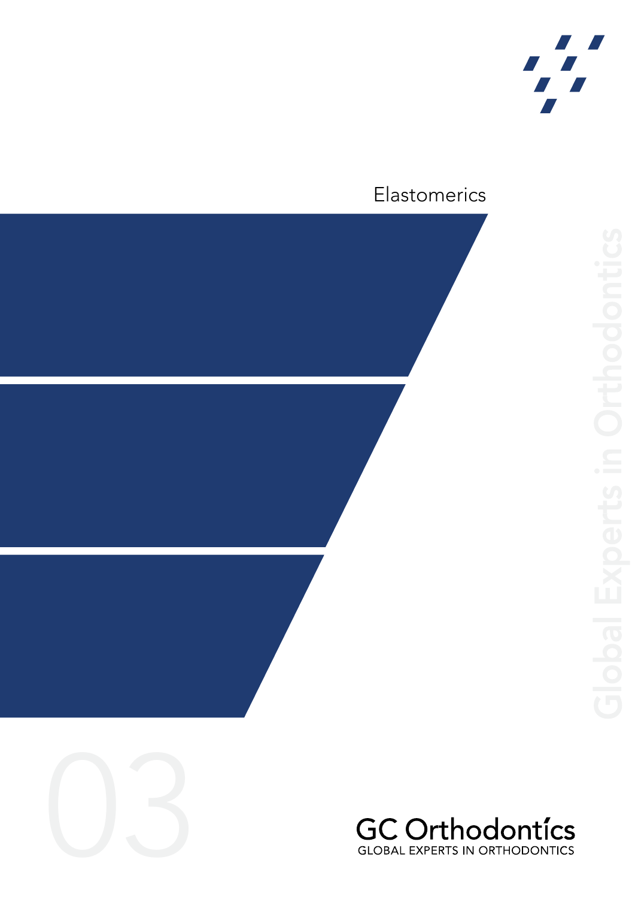# Elastomerics

03

Global Experts in Orthodontics

GC Orthodontícs
GLOBAL EXPERTS IN ORTHODONTICS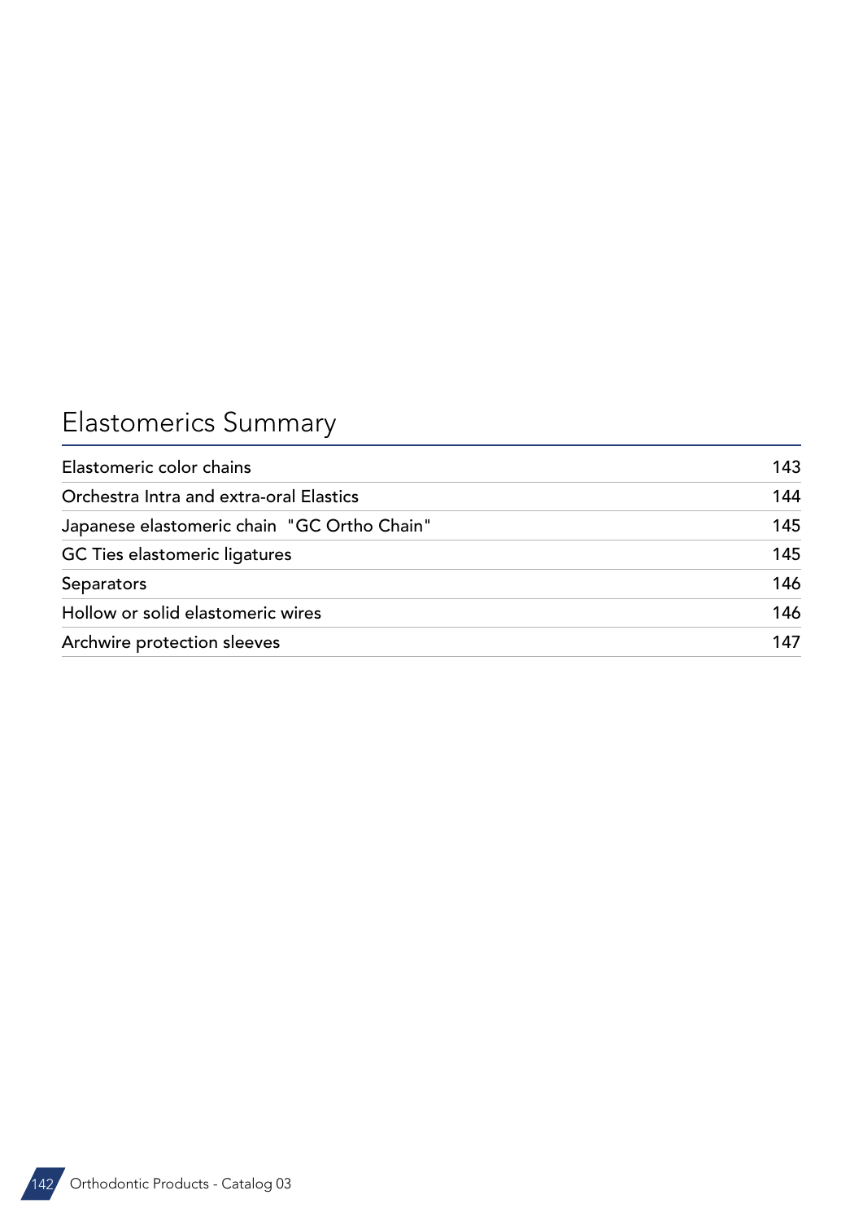# Elastomerics Summary

| | |
|---|---|
| Elastomeric color chains | 143 |
| Orchestra Intra and extra-oral Elastics | 144 |
| Japanese elastomeric chain  "GC Ortho Chain" | 145 |
| GC Ties elastomeric ligatures | 145 |
| Separators | 146 |
| Hollow or solid elastomeric wires | 146 |
| Archwire protection sleeves | 147 |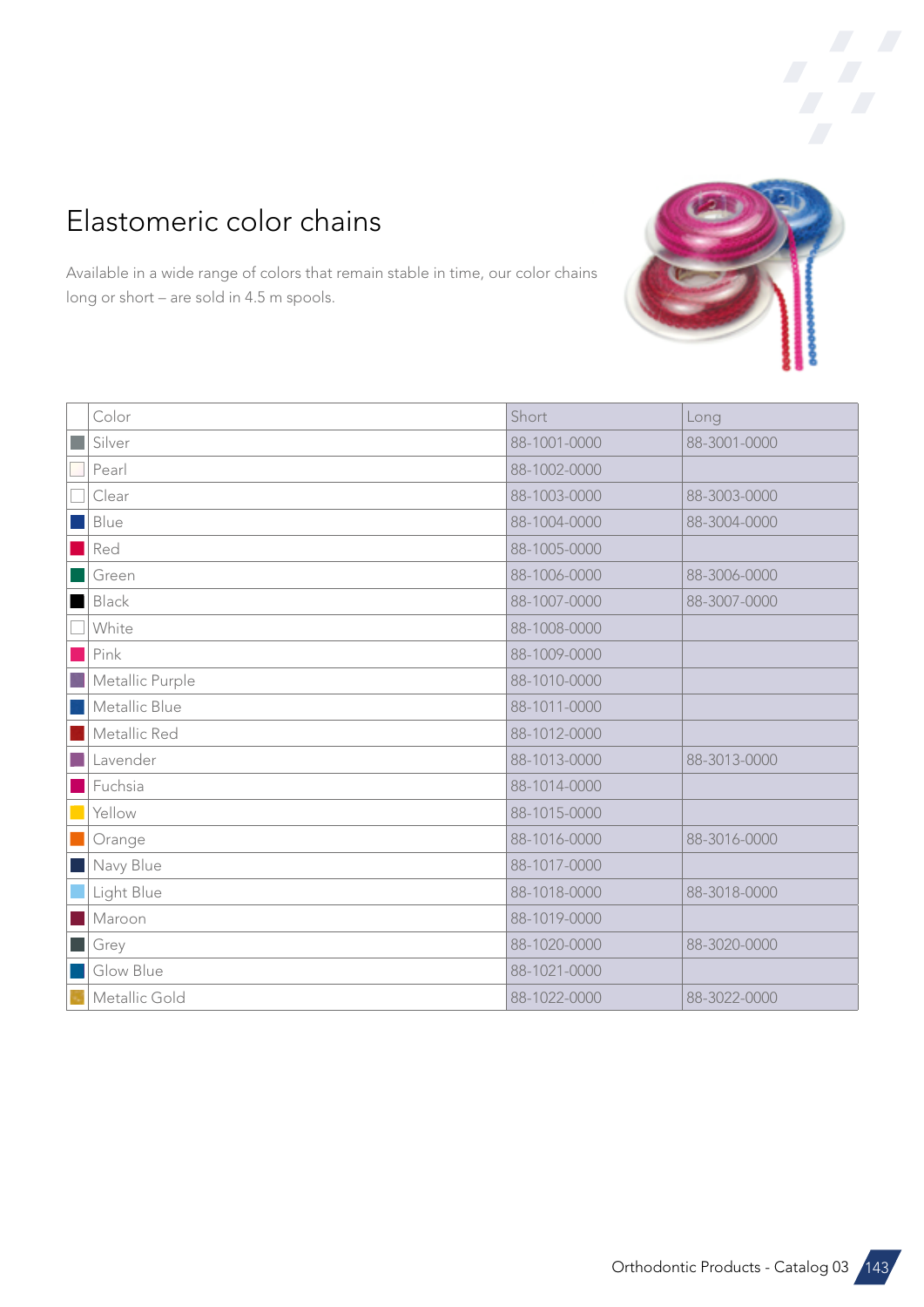# Elastomeric color chains

Available in a wide range of colors that remain stable in time, our color chains long or short – are sold in 4.5 m spools.

| Color | Short | Long |
|---|---|---|
| Silver | 88-1001-0000 | 88-3001-0000 |
| Pearl | 88-1002-0000 | |
| Clear | 88-1003-0000 | 88-3003-0000 |
| Blue | 88-1004-0000 | 88-3004-0000 |
| Red | 88-1005-0000 | |
| Green | 88-1006-0000 | 88-3006-0000 |
| Black | 88-1007-0000 | 88-3007-0000 |
| White | 88-1008-0000 | |
| Pink | 88-1009-0000 | |
| Metallic Purple | 88-1010-0000 | |
| Metallic Blue | 88-1011-0000 | |
| Metallic Red | 88-1012-0000 | |
| Lavender | 88-1013-0000 | 88-3013-0000 |
| Fuchsia | 88-1014-0000 | |
| Yellow | 88-1015-0000 | |
| Orange | 88-1016-0000 | 88-3016-0000 |
| Navy Blue | 88-1017-0000 | |
| Light Blue | 88-1018-0000 | 88-3018-0000 |
| Maroon | 88-1019-0000 | |
| Grey | 88-1020-0000 | 88-3020-0000 |
| Glow Blue | 88-1021-0000 | |
| Metallic Gold | 88-1022-0000 | 88-3022-0000 |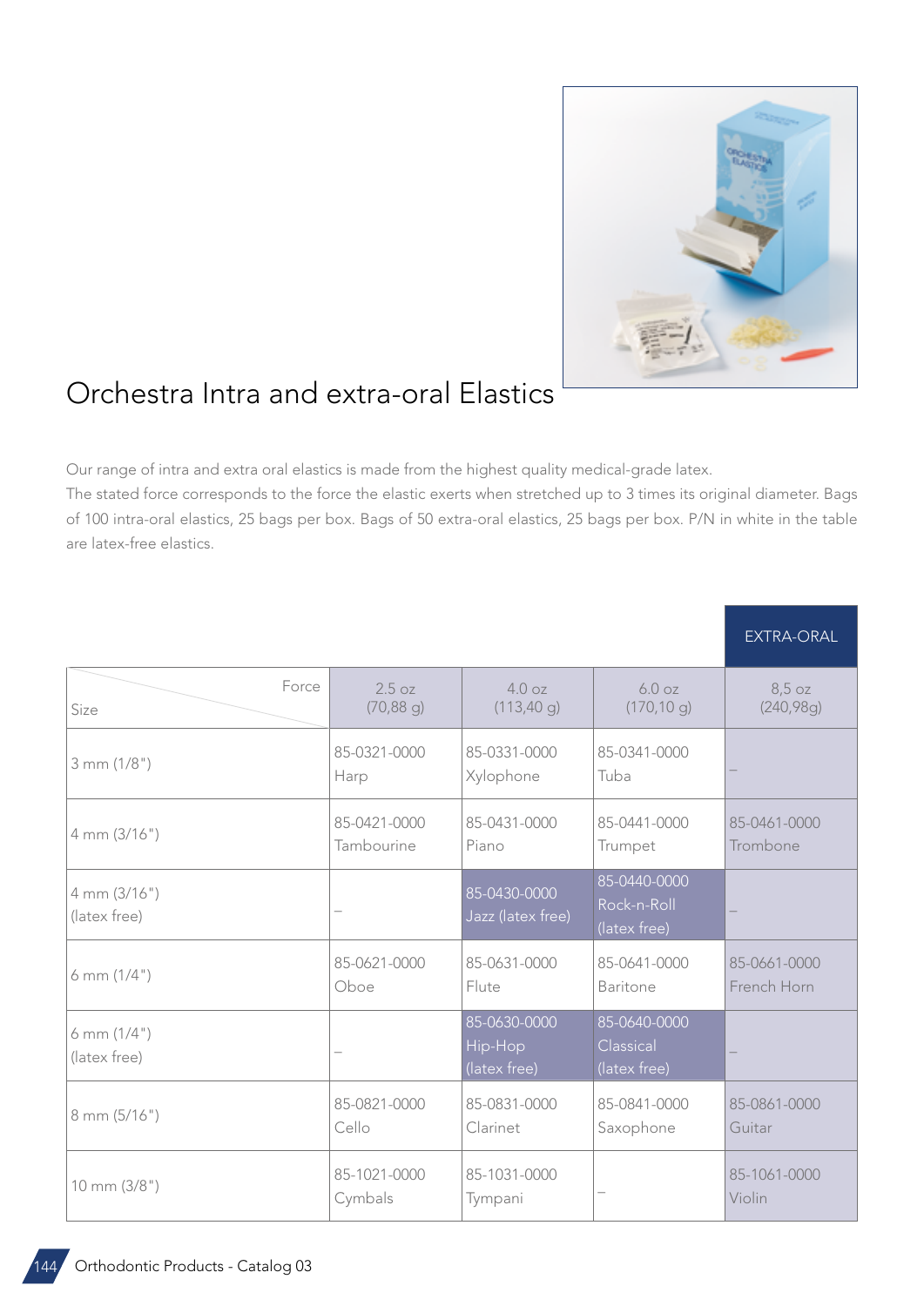# Orchestra Intra and extra-oral Elastics

Our range of intra and extra oral elastics is made from the highest quality medical-grade latex.
The stated force corresponds to the force the elastic exerts when stretched up to 3 times its original diameter. Bags of 100 intra-oral elastics, 25 bags per box. Bags of 50 extra-oral elastics, 25 bags per box. P/N in white in the table are latex-free elastics.

| | | | | EXTRA-ORAL |
|---|---|---|---|---|
| Size / Force | 2.5 oz (70,88 g) | 4.0 oz (113,40 g) | 6.0 oz (170,10 g) | 8,5 oz (240,98g) |
| 3 mm (1/8") | 85-0321-0000 Harp | 85-0331-0000 Xylophone | 85-0341-0000 Tuba | – |
| 4 mm (3/16") | 85-0421-0000 Tambourine | 85-0431-0000 Piano | 85-0441-0000 Trumpet | 85-0461-0000 Trombone |
| 4 mm (3/16") (latex free) | – | 85-0430-0000 Jazz (latex free) | 85-0440-0000 Rock-n-Roll (latex free) | – |
| 6 mm (1/4") | 85-0621-0000 Oboe | 85-0631-0000 Flute | 85-0641-0000 Baritone | 85-0661-0000 French Horn |
| 6 mm (1/4") (latex free) | – | 85-0630-0000 Hip-Hop (latex free) | 85-0640-0000 Classical (latex free) | – |
| 8 mm (5/16") | 85-0821-0000 Cello | 85-0831-0000 Clarinet | 85-0841-0000 Saxophone | 85-0861-0000 Guitar |
| 10 mm (3/8") | 85-1021-0000 Cymbals | 85-1031-0000 Tympani | – | 85-1061-0000 Violin |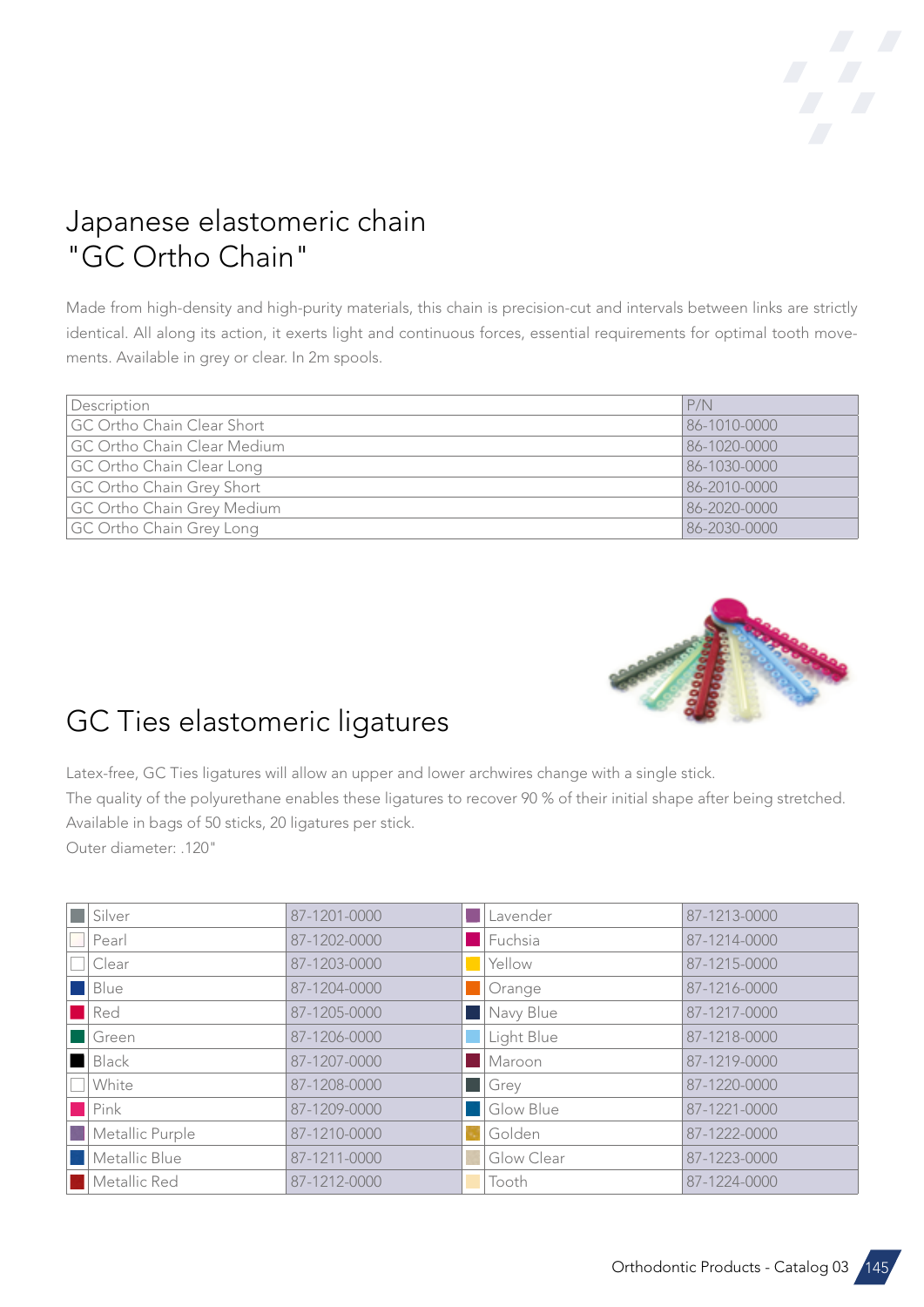# Japanese elastomeric chain "GC Ortho Chain"

Made from high-density and high-purity materials, this chain is precision-cut and intervals between links are strictly identical. All along its action, it exerts light and continuous forces, essential requirements for optimal tooth movements. Available in grey or clear. In 2m spools.

| Description | P/N |
|---|---|
| GC Ortho Chain Clear Short | 86-1010-0000 |
| GC Ortho Chain Clear Medium | 86-1020-0000 |
| GC Ortho Chain Clear Long | 86-1030-0000 |
| GC Ortho Chain Grey Short | 86-2010-0000 |
| GC Ortho Chain Grey Medium | 86-2020-0000 |
| GC Ortho Chain Grey Long | 86-2030-0000 |

# GC Ties elastomeric ligatures

Latex-free, GC Ties ligatures will allow an upper and lower archwires change with a single stick.
The quality of the polyurethane enables these ligatures to recover 90 % of their initial shape after being stretched.
Available in bags of 50 sticks, 20 ligatures per stick.
Outer diameter: .120"

| Color | P/N | Color | P/N |
|---|---|---|---|
| Silver | 87-1201-0000 | Lavender | 87-1213-0000 |
| Pearl | 87-1202-0000 | Fuchsia | 87-1214-0000 |
| Clear | 87-1203-0000 | Yellow | 87-1215-0000 |
| Blue | 87-1204-0000 | Orange | 87-1216-0000 |
| Red | 87-1205-0000 | Navy Blue | 87-1217-0000 |
| Green | 87-1206-0000 | Light Blue | 87-1218-0000 |
| Black | 87-1207-0000 | Maroon | 87-1219-0000 |
| White | 87-1208-0000 | Grey | 87-1220-0000 |
| Pink | 87-1209-0000 | Glow Blue | 87-1221-0000 |
| Metallic Purple | 87-1210-0000 | Golden | 87-1222-0000 |
| Metallic Blue | 87-1211-0000 | Glow Clear | 87-1223-0000 |
| Metallic Red | 87-1212-0000 | Tooth | 87-1224-0000 |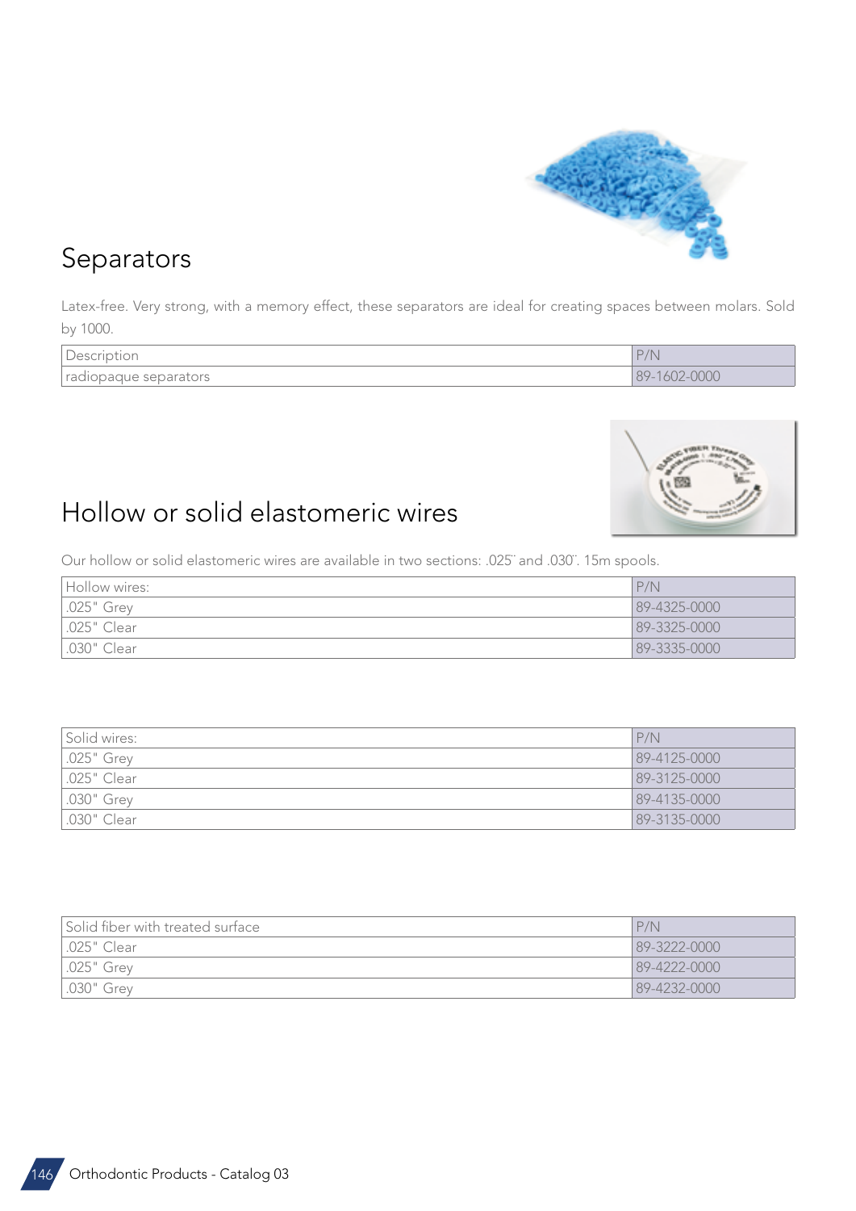## Separators

Latex-free. Very strong, with a memory effect, these separators are ideal for creating spaces between molars. Sold by 1000.

| Description | P/N |
| --- | --- |
| radiopaque separators | 89-1602-0000 |

## Hollow or solid elastomeric wires

Our hollow or solid elastomeric wires are available in two sections: .025¨ and .030¨. 15m spools.

| Hollow wires: | P/N |
| --- | --- |
| .025" Grey | 89-4325-0000 |
| .025" Clear | 89-3325-0000 |
| .030" Clear | 89-3335-0000 |

| Solid wires: | P/N |
| --- | --- |
| .025" Grey | 89-4125-0000 |
| .025" Clear | 89-3125-0000 |
| .030" Grey | 89-4135-0000 |
| .030" Clear | 89-3135-0000 |

| Solid fiber with treated surface | P/N |
| --- | --- |
| .025" Clear | 89-3222-0000 |
| .025" Grey | 89-4222-0000 |
| .030" Grey | 89-4232-0000 |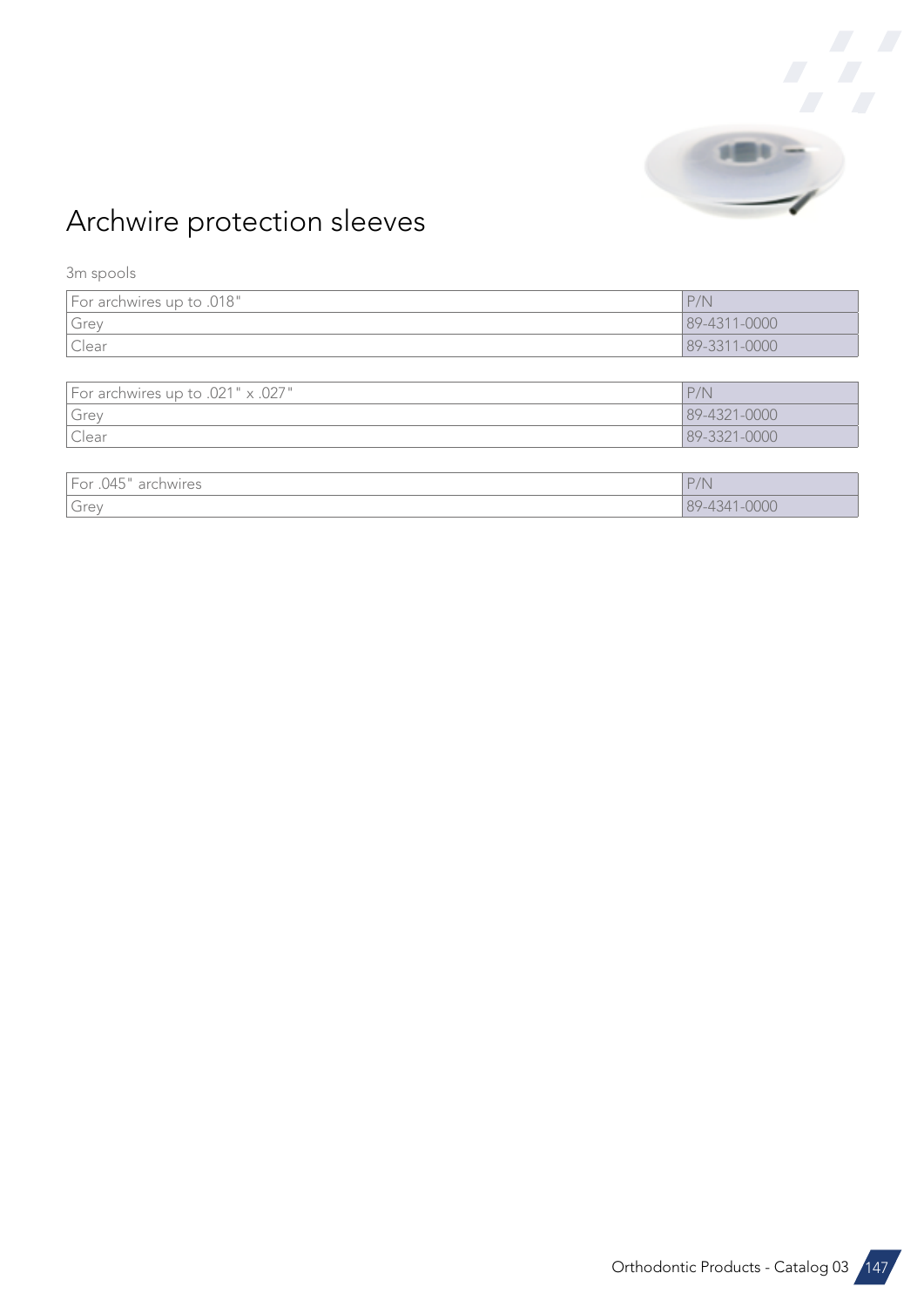# Archwire protection sleeves

3m spools

| For archwires up to .018" | P/N |
| --- | --- |
| Grey | 89-4311-0000 |
| Clear | 89-3311-0000 |

| For archwires up to .021" x .027" | P/N |
| --- | --- |
| Grey | 89-4321-0000 |
| Clear | 89-3321-0000 |

| For .045" archwires | P/N |
| --- | --- |
| Grey | 89-4341-0000 |